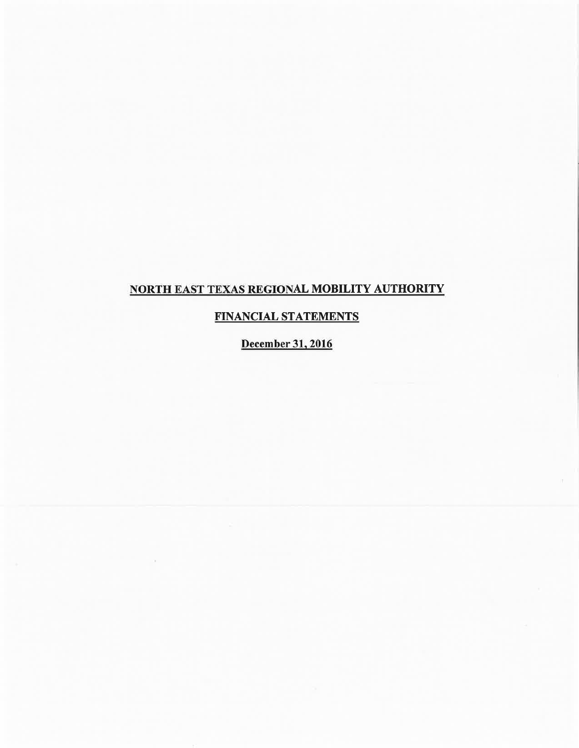# NORTH EAST TEXAS REGIONAL MOBILITY AUTHORITY

## FINANCIAL STATEMENTS

**December 31, 2016**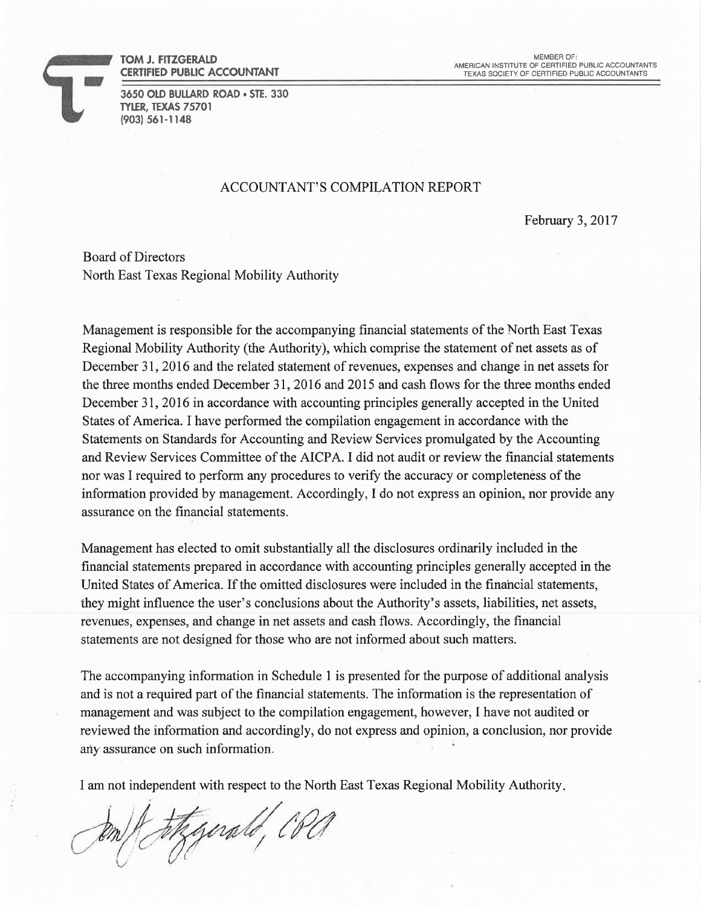**TOM J. FITZGERALD**
**CERTIFIED PUBLIC ACCOUNTANT**

3650 OLD BULLARD ROAD • STE. 330
TYLER, TEXAS 75701
(903) 561-1148

MEMBER OF:
AMERICAN INSTITUTE OF CERTIFIED PUBLIC ACCOUNTANTS
TEXAS SOCIETY OF CERTIFIED PUBLIC ACCOUNTANTS

## ACCOUNTANT'S COMPILATION REPORT

February 3, 2017

Board of Directors
North East Texas Regional Mobility Authority

Management is responsible for the accompanying financial statements of the North East Texas Regional Mobility Authority (the Authority), which comprise the statement of net assets as of December 31, 2016 and the related statement of revenues, expenses and change in net assets for the three months ended December 31, 2016 and 2015 and cash flows for the three months ended December 31, 2016 in accordance with accounting principles generally accepted in the United States of America. I have performed the compilation engagement in accordance with the Statements on Standards for Accounting and Review Services promulgated by the Accounting and Review Services Committee of the AICPA. I did not audit or review the financial statements nor was I required to perform any procedures to verify the accuracy or completeness of the information provided by management. Accordingly, I do not express an opinion, nor provide any assurance on the financial statements.

Management has elected to omit substantially all the disclosures ordinarily included in the financial statements prepared in accordance with accounting principles generally accepted in the United States of America. If the omitted disclosures were included in the financial statements, they might influence the user's conclusions about the Authority's assets, liabilities, net assets, revenues, expenses, and change in net assets and cash flows. Accordingly, the financial statements are not designed for those who are not informed about such matters.

The accompanying information in Schedule 1 is presented for the purpose of additional analysis and is not a required part of the financial statements. The information is the representation of management and was subject to the compilation engagement, however, I have not audited or reviewed the information and accordingly, do not express and opinion, a conclusion, nor provide any assurance on such information.

I am not independent with respect to the North East Texas Regional Mobility Authority.

Tom J. Fitzgerald, CPA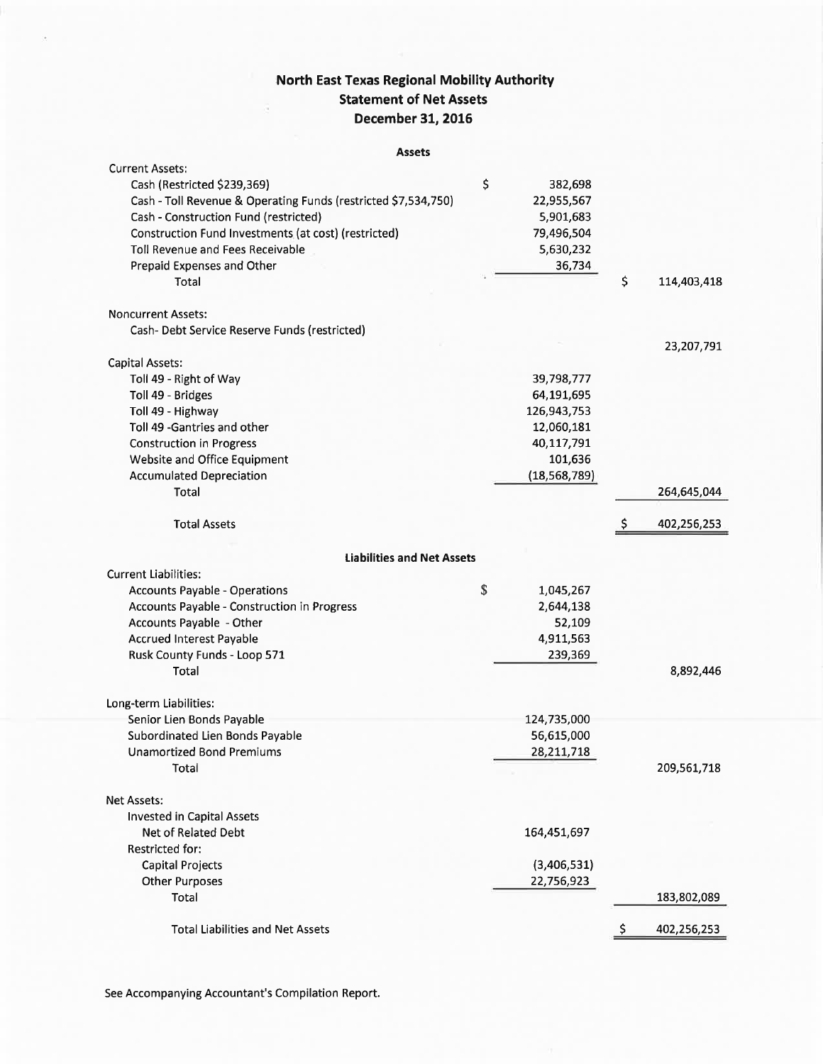# North East Texas Regional Mobility Authority
## Statement of Net Assets
## December 31, 2016

| | | |
|---|---|---|
| **Assets** | | |
| Current Assets: | | |
| Cash (Restricted $239,369) | $ 382,698 | |
| Cash - Toll Revenue & Operating Funds (restricted $7,534,750) | 22,955,567 | |
| Cash - Construction Fund (restricted) | 5,901,683 | |
| Construction Fund Investments (at cost) (restricted) | 79,496,504 | |
| Toll Revenue and Fees Receivable | 5,630,232 | |
| Prepaid Expenses and Other | 36,734 | |
| Total | | $ 114,403,418 |
| Noncurrent Assets: | | |
| Cash- Debt Service Reserve Funds (restricted) | | 23,207,791 |
| Capital Assets: | | |
| Toll 49 - Right of Way | 39,798,777 | |
| Toll 49 - Bridges | 64,191,695 | |
| Toll 49 - Highway | 126,943,753 | |
| Toll 49 -Gantries and other | 12,060,181 | |
| Construction in Progress | 40,117,791 | |
| Website and Office Equipment | 101,636 | |
| Accumulated Depreciation | (18,568,789) | |
| Total | | 264,645,044 |
| Total Assets | | $ 402,256,253 |
| **Liabilities and Net Assets** | | |
| Current Liabilities: | | |
| Accounts Payable - Operations | $ 1,045,267 | |
| Accounts Payable - Construction in Progress | 2,644,138 | |
| Accounts Payable - Other | 52,109 | |
| Accrued Interest Payable | 4,911,563 | |
| Rusk County Funds - Loop 571 | 239,369 | |
| Total | | 8,892,446 |
| Long-term Liabilities: | | |
| Senior Lien Bonds Payable | 124,735,000 | |
| Subordinated Lien Bonds Payable | 56,615,000 | |
| Unamortized Bond Premiums | 28,211,718 | |
| Total | | 209,561,718 |
| Net Assets: | | |
| Invested in Capital Assets Net of Related Debt | 164,451,697 | |
| Restricted for: | | |
| Capital Projects | (3,406,531) | |
| Other Purposes | 22,756,923 | |
| Total | | 183,802,089 |
| Total Liabilities and Net Assets | | $ 402,256,253 |

See Accompanying Accountant's Compilation Report.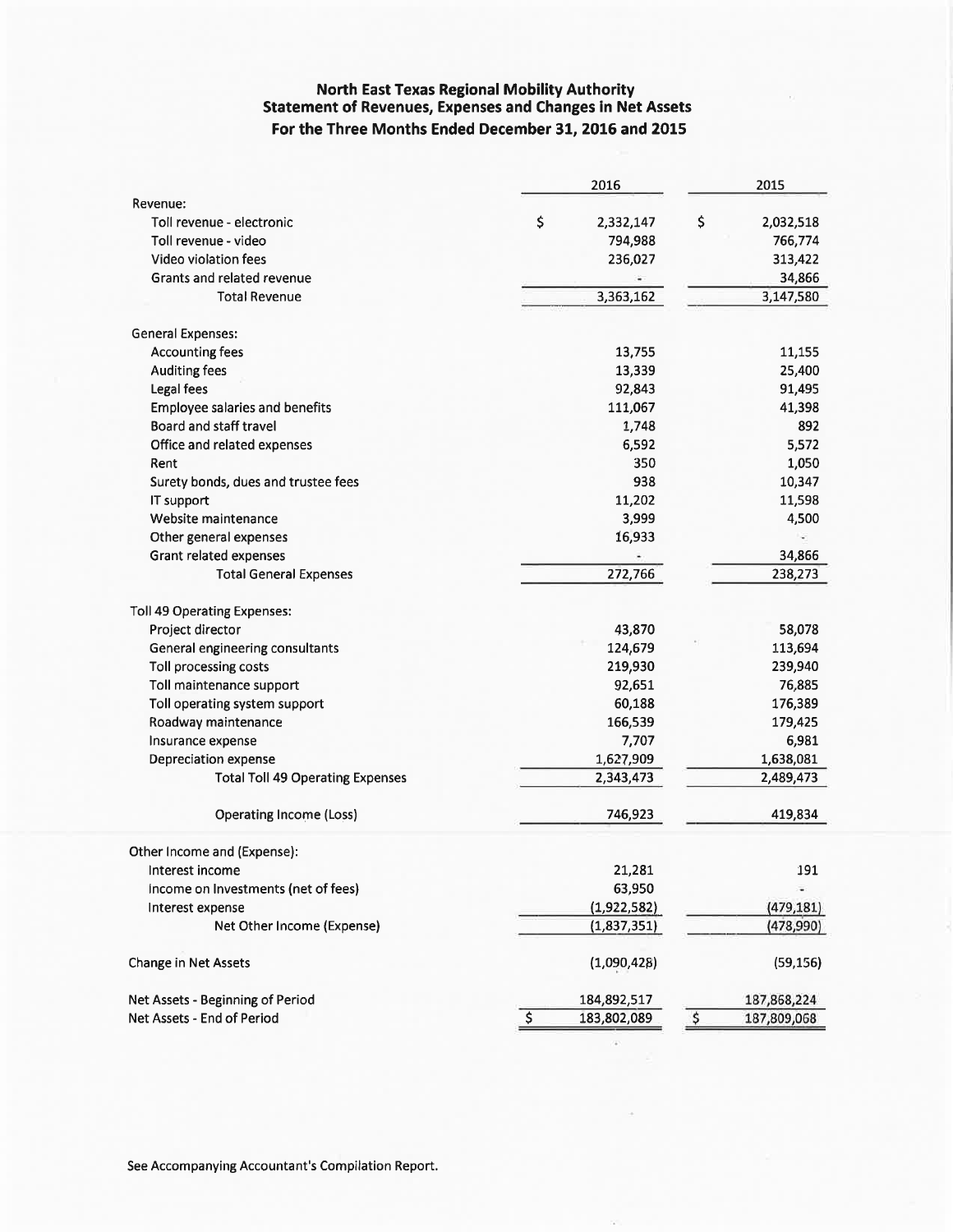# North East Texas Regional Mobility Authority
## Statement of Revenues, Expenses and Changes in Net Assets
### For the Three Months Ended December 31, 2016 and 2015

| | 2016 | 2015 |
|---|---|---|
| Revenue: | | |
| Toll revenue - electronic | $ 2,332,147 | $ 2,032,518 |
| Toll revenue - video | 794,988 | 766,774 |
| Video violation fees | 236,027 | 313,422 |
| Grants and related revenue | - | 34,866 |
| Total Revenue | 3,363,162 | 3,147,580 |
| General Expenses: | | |
| Accounting fees | 13,755 | 11,155 |
| Auditing fees | 13,339 | 25,400 |
| Legal fees | 92,843 | 91,495 |
| Employee salaries and benefits | 111,067 | 41,398 |
| Board and staff travel | 1,748 | 892 |
| Office and related expenses | 6,592 | 5,572 |
| Rent | 350 | 1,050 |
| Surety bonds, dues and trustee fees | 938 | 10,347 |
| IT support | 11,202 | 11,598 |
| Website maintenance | 3,999 | 4,500 |
| Other general expenses | 16,933 | - |
| Grant related expenses | - | 34,866 |
| Total General Expenses | 272,766 | 238,273 |
| Toll 49 Operating Expenses: | | |
| Project director | 43,870 | 58,078 |
| General engineering consultants | 124,679 | 113,694 |
| Toll processing costs | 219,930 | 239,940 |
| Toll maintenance support | 92,651 | 76,885 |
| Toll operating system support | 60,188 | 176,389 |
| Roadway maintenance | 166,539 | 179,425 |
| Insurance expense | 7,707 | 6,981 |
| Depreciation expense | 1,627,909 | 1,638,081 |
| Total Toll 49 Operating Expenses | 2,343,473 | 2,489,473 |
| Operating Income (Loss) | 746,923 | 419,834 |
| Other Income and (Expense): | | |
| Interest income | 21,281 | 191 |
| Income on Investments (net of fees) | 63,950 | - |
| Interest expense | (1,922,582) | (479,181) |
| Net Other Income (Expense) | (1,837,351) | (478,990) |
| Change in Net Assets | (1,090,428) | (59,156) |
| Net Assets - Beginning of Period | 184,892,517 | 187,868,224 |
| Net Assets - End of Period | $ 183,802,089 | $ 187,809,068 |

See Accompanying Accountant's Compilation Report.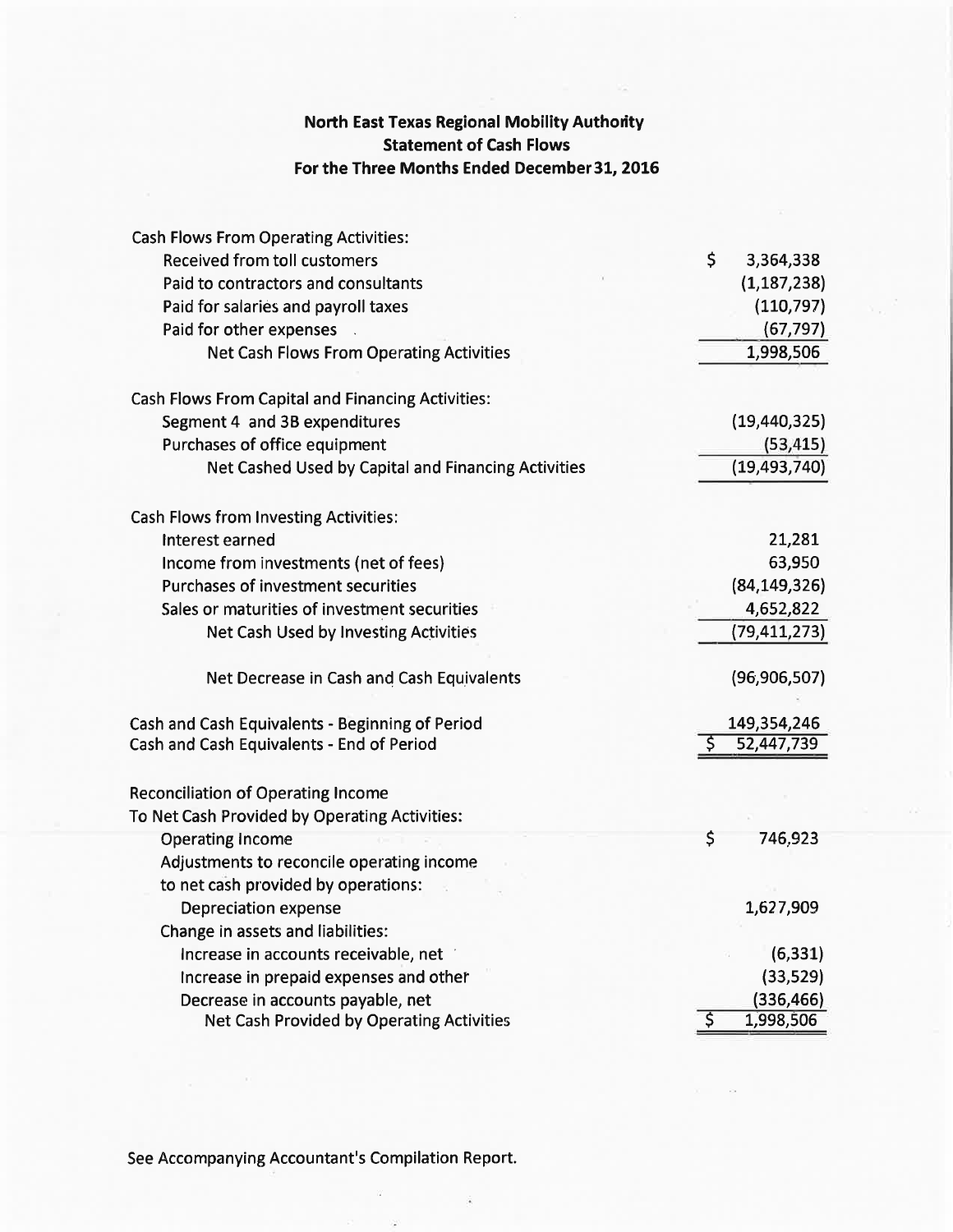# North East Texas Regional Mobility Authority
## Statement of Cash Flows
### For the Three Months Ended December 31, 2016

| | |
|---|---|
| **Cash Flows From Operating Activities:** | |
| Received from toll customers | $ 3,364,338 |
| Paid to contractors and consultants | (1,187,238) |
| Paid for salaries and payroll taxes | (110,797) |
| Paid for other expenses | (67,797) |
| Net Cash Flows From Operating Activities | 1,998,506 |
| | |
| **Cash Flows From Capital and Financing Activities:** | |
| Segment 4 and 3B expenditures | (19,440,325) |
| Purchases of office equipment | (53,415) |
| Net Cashed Used by Capital and Financing Activities | (19,493,740) |
| | |
| **Cash Flows from Investing Activities:** | |
| Interest earned | 21,281 |
| Income from investments (net of fees) | 63,950 |
| Purchases of investment securities | (84,149,326) |
| Sales or maturities of investment securities | 4,652,822 |
| Net Cash Used by Investing Activities | (79,411,273) |
| | |
| Net Decrease in Cash and Cash Equivalents | (96,906,507) |
| | |
| Cash and Cash Equivalents - Beginning of Period | 149,354,246 |
| Cash and Cash Equivalents - End of Period | $ 52,447,739 |
| | |
| **Reconciliation of Operating Income To Net Cash Provided by Operating Activities:** | |
| Operating Income | $ 746,923 |
| Adjustments to reconcile operating income to net cash provided by operations: | |
| Depreciation expense | 1,627,909 |
| Change in assets and liabilities: | |
| Increase in accounts receivable, net | (6,331) |
| Increase in prepaid expenses and other | (33,529) |
| Decrease in accounts payable, net | (336,466) |
| Net Cash Provided by Operating Activities | $ 1,998,506 |

See Accompanying Accountant's Compilation Report.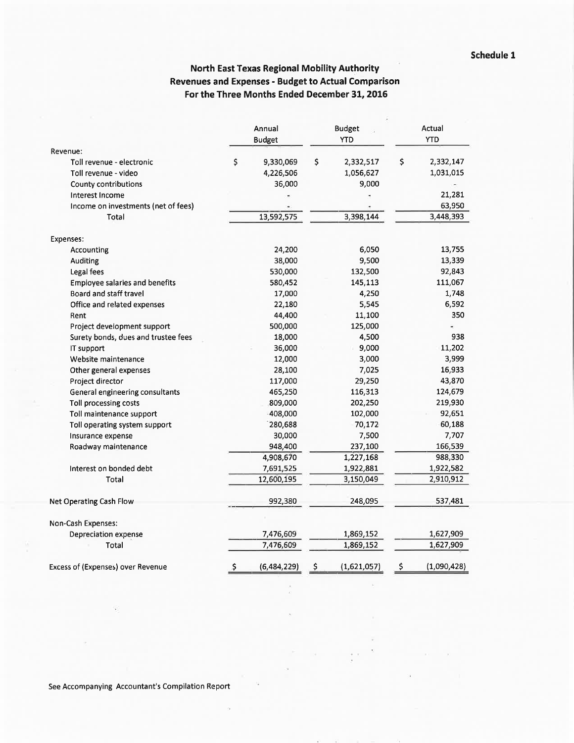Schedule 1

## North East Texas Regional Mobility Authority
## Revenues and Expenses - Budget to Actual Comparison
## For the Three Months Ended December 31, 2016

| | Annual Budget | Budget YTD | Actual YTD |
|---|---|---|---|
| Revenue: | | | |
| Toll revenue - electronic | $ 9,330,069 | $ 2,332,517 | $ 2,332,147 |
| Toll revenue - video | 4,226,506 | 1,056,627 | 1,031,015 |
| County contributions | 36,000 | 9,000 | - |
| Interest Income | - | - | 21,281 |
| Income on investments (net of fees) | - | - | 63,950 |
| Total | 13,592,575 | 3,398,144 | 3,448,393 |
| Expenses: | | | |
| Accounting | 24,200 | 6,050 | 13,755 |
| Auditing | 38,000 | 9,500 | 13,339 |
| Legal fees | 530,000 | 132,500 | 92,843 |
| Employee salaries and benefits | 580,452 | 145,113 | 111,067 |
| Board and staff travel | 17,000 | 4,250 | 1,748 |
| Office and related expenses | 22,180 | 5,545 | 6,592 |
| Rent | 44,400 | 11,100 | 350 |
| Project development support | 500,000 | 125,000 | - |
| Surety bonds, dues and trustee fees | 18,000 | 4,500 | 938 |
| IT support | 36,000 | 9,000 | 11,202 |
| Website maintenance | 12,000 | 3,000 | 3,999 |
| Other general expenses | 28,100 | 7,025 | 16,933 |
| Project director | 117,000 | 29,250 | 43,870 |
| General engineering consultants | 465,250 | 116,313 | 124,679 |
| Toll processing costs | 809,000 | 202,250 | 219,930 |
| Toll maintenance support | 408,000 | 102,000 | 92,651 |
| Toll operating system support | 280,688 | 70,172 | 60,188 |
| Insurance expense | 30,000 | 7,500 | 7,707 |
| Roadway maintenance | 948,400 | 237,100 | 166,539 |
| | 4,908,670 | 1,227,168 | 988,330 |
| Interest on bonded debt | 7,691,525 | 1,922,881 | 1,922,582 |
| Total | 12,600,195 | 3,150,049 | 2,910,912 |
| Net Operating Cash Flow | 992,380 | 248,095 | 537,481 |
| Non-Cash Expenses: | | | |
| Depreciation expense | 7,476,609 | 1,869,152 | 1,627,909 |
| Total | 7,476,609 | 1,869,152 | 1,627,909 |
| Excess of (Expenses) over Revenue | $ (6,484,229) | $ (1,621,057) | $ (1,090,428) |

See Accompanying Accountant's Compilation Report